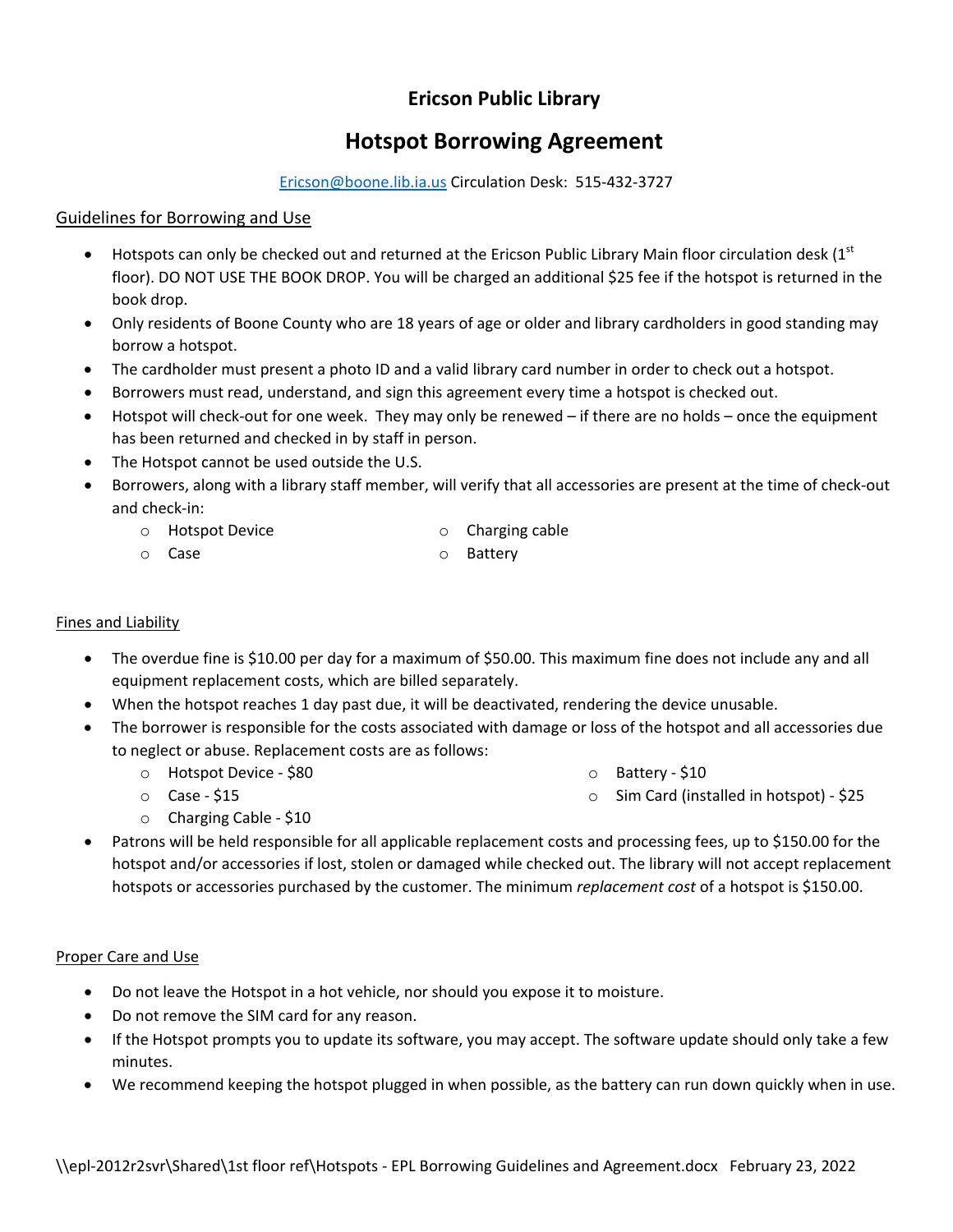# Ericson Public Library

## Hotspot Borrowing Agreement

[Ericson@boone.lib.ia.us](mailto:Ericson@boone.lib.ia.us) Circulation Desk: 515-432-3727

### Guidelines for Borrowing and Use

- Hotspots can only be checked out and returned at the Ericson Public Library Main floor circulation desk (1st floor). DO NOT USE THE BOOK DROP. You will be charged an additional $25 fee if the hotspot is returned in the book drop.
- Only residents of Boone County who are 18 years of age or older and library cardholders in good standing may borrow a hotspot.
- The cardholder must present a photo ID and a valid library card number in order to check out a hotspot.
- Borrowers must read, understand, and sign this agreement every time a hotspot is checked out.
- Hotspot will check-out for one week. They may only be renewed – if there are no holds – once the equipment has been returned and checked in by staff in person.
- The Hotspot cannot be used outside the U.S.
- Borrowers, along with a library staff member, will verify that all accessories are present at the time of check-out and check-in:
  - Hotspot Device
  - Case
  - Charging cable
  - Battery

### Fines and Liability

- The overdue fine is $10.00 per day for a maximum of $50.00. This maximum fine does not include any and all equipment replacement costs, which are billed separately.
- When the hotspot reaches 1 day past due, it will be deactivated, rendering the device unusable.
- The borrower is responsible for the costs associated with damage or loss of the hotspot and all accessories due to neglect or abuse. Replacement costs are as follows:
  - Hotspot Device - $80
  - Case - $15
  - Charging Cable - $10
  - Battery - $10
  - Sim Card (installed in hotspot) - $25
- Patrons will be held responsible for all applicable replacement costs and processing fees, up to $150.00 for the hotspot and/or accessories if lost, stolen or damaged while checked out. The library will not accept replacement hotspots or accessories purchased by the customer. The minimum *replacement cost* of a hotspot is $150.00.

### Proper Care and Use

- Do not leave the Hotspot in a hot vehicle, nor should you expose it to moisture.
- Do not remove the SIM card for any reason.
- If the Hotspot prompts you to update its software, you may accept. The software update should only take a few minutes.
- We recommend keeping the hotspot plugged in when possible, as the battery can run down quickly when in use.

\\epl-2012r2svr\Shared\1st floor ref\Hotspots - EPL Borrowing Guidelines and Agreement.docx February 23, 2022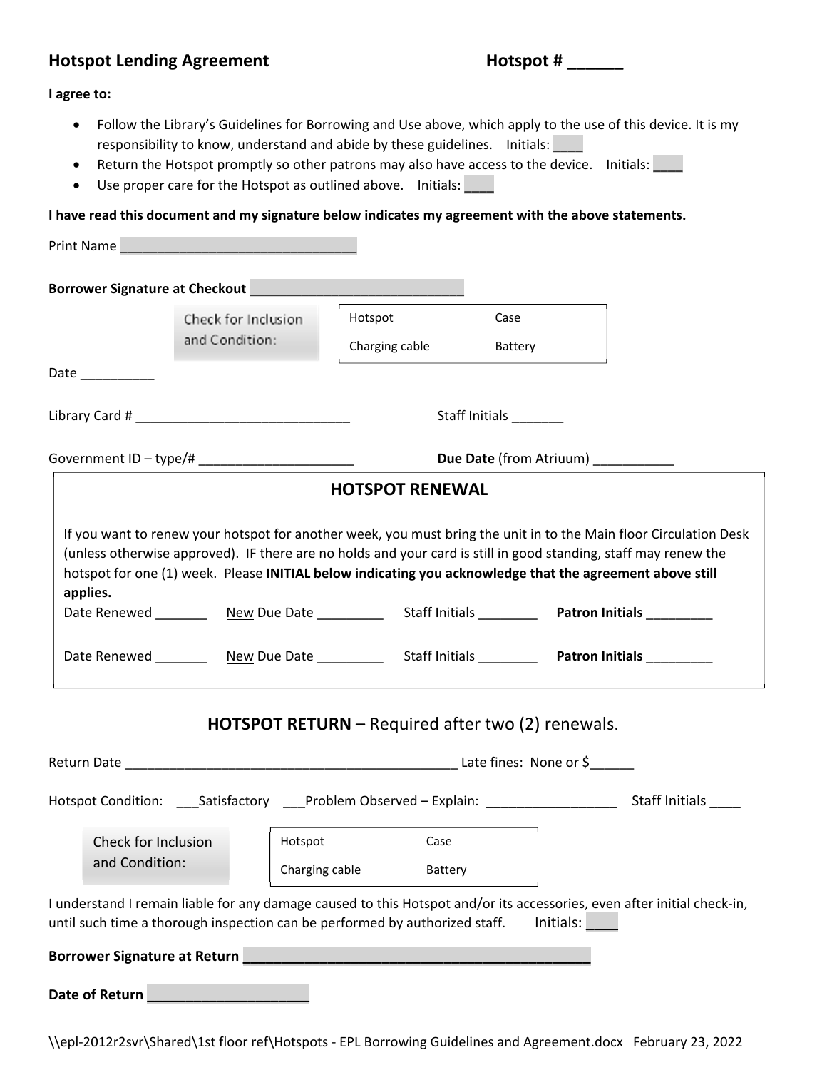## Hotspot Lending Agreement                    Hotspot # ______

**I agree to:**

- Follow the Library's Guidelines for Borrowing and Use above, which apply to the use of this device. It is my responsibility to know, understand and abide by these guidelines. Initials: ____
- Return the Hotspot promptly so other patrons may also have access to the device. Initials: ____
- Use proper care for the Hotspot as outlined above. Initials: ____

**I have read this document and my signature below indicates my agreement with the above statements.**

Print Name ________________________________

**Borrower Signature at Checkout** ____________________________

Check for Inclusion and Condition:

| | |
|---|---|
| Hotspot | Case |
| Charging cable | Battery |

Date __________

Library Card # _____________________________    Staff Initials _______

Government ID – type/# _____________________    **Due Date** (from Atriuum) ___________

### HOTSPOT RENEWAL

If you want to renew your hotspot for another week, you must bring the unit in to the Main floor Circulation Desk (unless otherwise approved). IF there are no holds and your card is still in good standing, staff may renew the hotspot for one (1) week. Please **INITIAL below indicating you acknowledge that the agreement above still applies.**

Date Renewed _______   New Due Date _________   Staff Initials ________   **Patron Initials** _________

Date Renewed _______   New Due Date _________   Staff Initials ________   **Patron Initials** _________

### HOTSPOT RETURN – Required after two (2) renewals.

Return Date ______________________________________________ Late fines: None or $______

Hotspot Condition: ___Satisfactory ___Problem Observed – Explain: _________________ Staff Initials ____

Check for Inclusion and Condition:

| | |
|---|---|
| Hotspot | Case |
| Charging cable | Battery |

I understand I remain liable for any damage caused to this Hotspot and/or its accessories, even after initial check-in, until such time a thorough inspection can be performed by authorized staff. Initials: ____

**Borrower Signature at Return** _____________________________________________

**Date of Return** _____________________

\\epl-2012r2svr\Shared\1st floor ref\Hotspots - EPL Borrowing Guidelines and Agreement.docx February 23, 2022